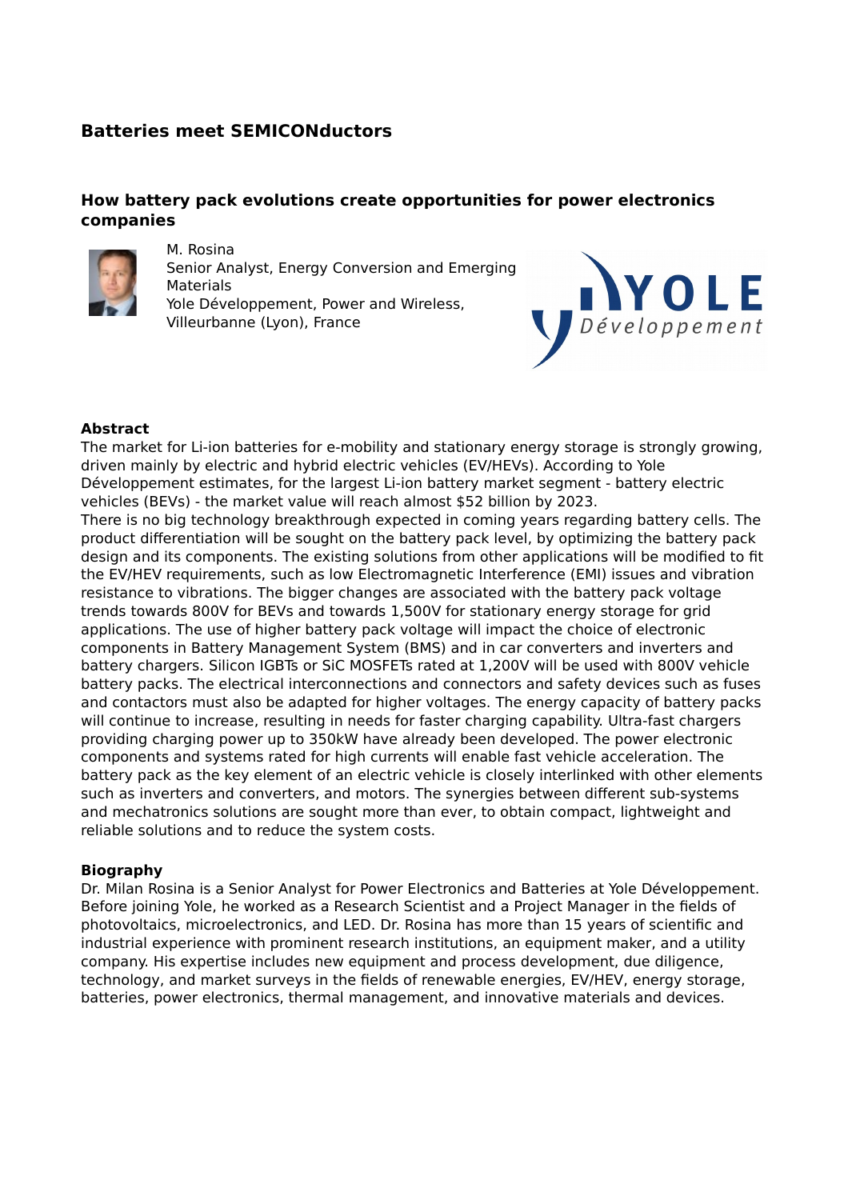# Batteries meet SEMICONductors

## How battery pack evolutions create opportunities for power electronics companies

M. Rosina
Senior Analyst, Energy Conversion and Emerging Materials
Yole Développement, Power and Wireless, Villeurbanne (Lyon), France

### Abstract

The market for Li-ion batteries for e-mobility and stationary energy storage is strongly growing, driven mainly by electric and hybrid electric vehicles (EV/HEVs). According to Yole Développement estimates, for the largest Li-ion battery market segment - battery electric vehicles (BEVs) - the market value will reach almost $52 billion by 2023.
There is no big technology breakthrough expected in coming years regarding battery cells. The product differentiation will be sought on the battery pack level, by optimizing the battery pack design and its components. The existing solutions from other applications will be modified to fit the EV/HEV requirements, such as low Electromagnetic Interference (EMI) issues and vibration resistance to vibrations. The bigger changes are associated with the battery pack voltage trends towards 800V for BEVs and towards 1,500V for stationary energy storage for grid applications. The use of higher battery pack voltage will impact the choice of electronic components in Battery Management System (BMS) and in car converters and inverters and battery chargers. Silicon IGBTs or SiC MOSFETs rated at 1,200V will be used with 800V vehicle battery packs. The electrical interconnections and connectors and safety devices such as fuses and contactors must also be adapted for higher voltages. The energy capacity of battery packs will continue to increase, resulting in needs for faster charging capability. Ultra-fast chargers providing charging power up to 350kW have already been developed. The power electronic components and systems rated for high currents will enable fast vehicle acceleration. The battery pack as the key element of an electric vehicle is closely interlinked with other elements such as inverters and converters, and motors. The synergies between different sub-systems and mechatronics solutions are sought more than ever, to obtain compact, lightweight and reliable solutions and to reduce the system costs.

### Biography

Dr. Milan Rosina is a Senior Analyst for Power Electronics and Batteries at Yole Développement. Before joining Yole, he worked as a Research Scientist and a Project Manager in the fields of photovoltaics, microelectronics, and LED. Dr. Rosina has more than 15 years of scientific and industrial experience with prominent research institutions, an equipment maker, and a utility company. His expertise includes new equipment and process development, due diligence, technology, and market surveys in the fields of renewable energies, EV/HEV, energy storage, batteries, power electronics, thermal management, and innovative materials and devices.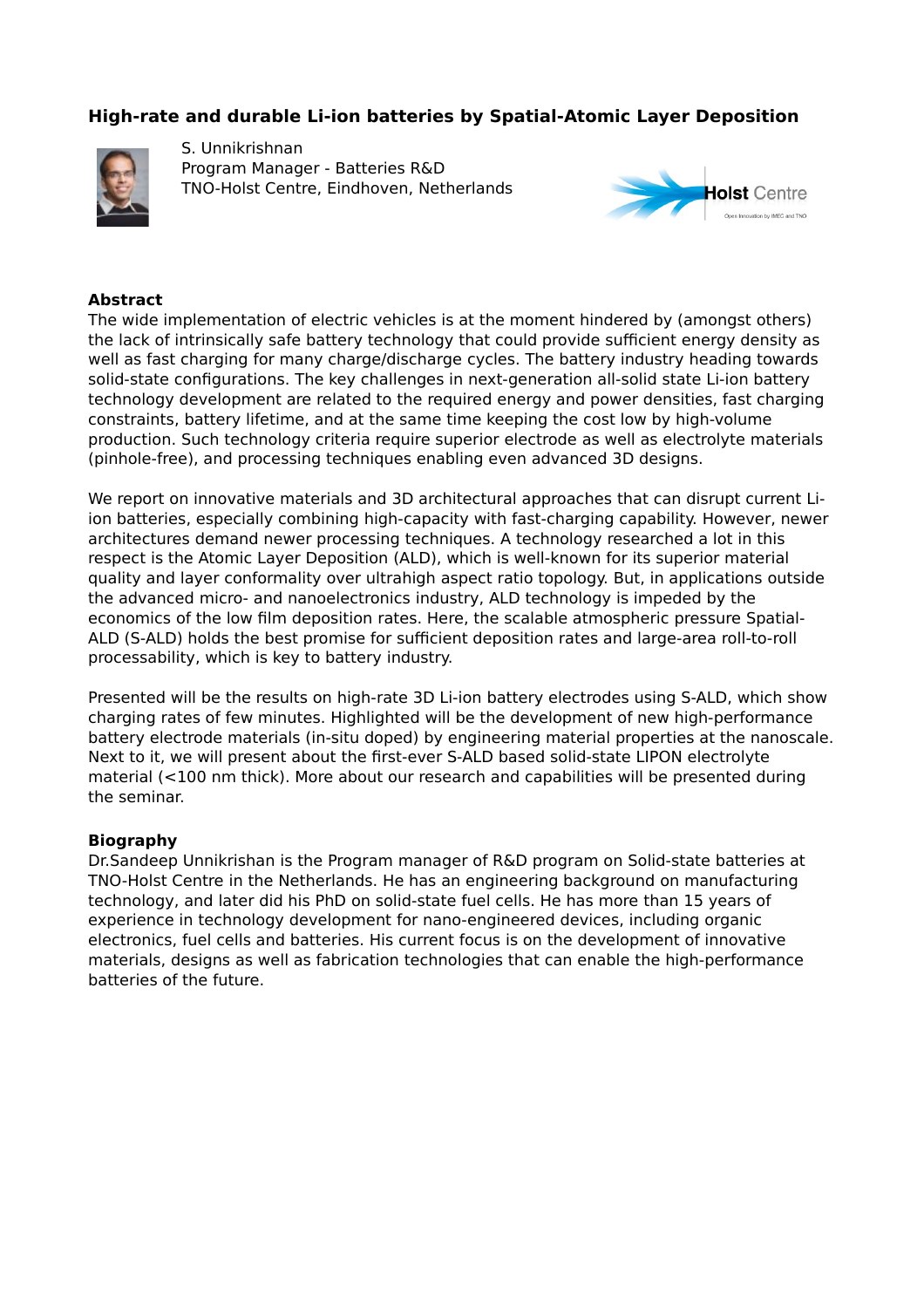### High-rate and durable Li-ion batteries by Spatial-Atomic Layer Deposition

S. Unnikrishnan
Program Manager - Batteries R&D
TNO-Holst Centre, Eindhoven, Netherlands

**Abstract**
The wide implementation of electric vehicles is at the moment hindered by (amongst others) the lack of intrinsically safe battery technology that could provide sufficient energy density as well as fast charging for many charge/discharge cycles. The battery industry heading towards solid-state configurations. The key challenges in next-generation all-solid state Li-ion battery technology development are related to the required energy and power densities, fast charging constraints, battery lifetime, and at the same time keeping the cost low by high-volume production. Such technology criteria require superior electrode as well as electrolyte materials (pinhole-free), and processing techniques enabling even advanced 3D designs.

We report on innovative materials and 3D architectural approaches that can disrupt current Li-ion batteries, especially combining high-capacity with fast-charging capability. However, newer architectures demand newer processing techniques. A technology researched a lot in this respect is the Atomic Layer Deposition (ALD), which is well-known for its superior material quality and layer conformality over ultrahigh aspect ratio topology. But, in applications outside the advanced micro- and nanoelectronics industry, ALD technology is impeded by the economics of the low film deposition rates. Here, the scalable atmospheric pressure Spatial-ALD (S-ALD) holds the best promise for sufficient deposition rates and large-area roll-to-roll processability, which is key to battery industry.

Presented will be the results on high-rate 3D Li-ion battery electrodes using S-ALD, which show charging rates of few minutes. Highlighted will be the development of new high-performance battery electrode materials (in-situ doped) by engineering material properties at the nanoscale. Next to it, we will present about the first-ever S-ALD based solid-state LIPON electrolyte material (<100 nm thick). More about our research and capabilities will be presented during the seminar.

**Biography**
Dr.Sandeep Unnikrishan is the Program manager of R&D program on Solid-state batteries at TNO-Holst Centre in the Netherlands. He has an engineering background on manufacturing technology, and later did his PhD on solid-state fuel cells. He has more than 15 years of experience in technology development for nano-engineered devices, including organic electronics, fuel cells and batteries. His current focus is on the development of innovative materials, designs as well as fabrication technologies that can enable the high-performance batteries of the future.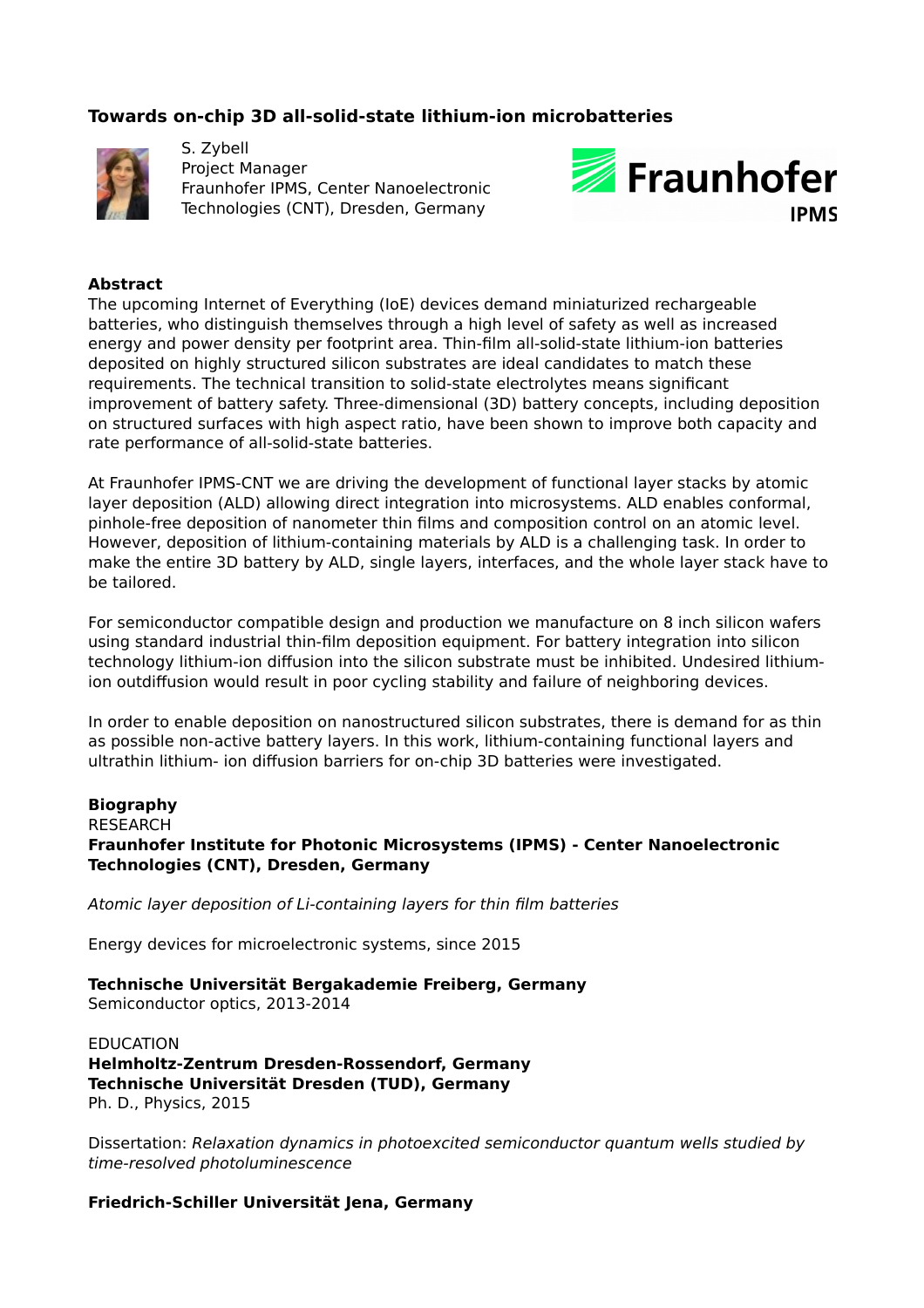## Towards on-chip 3D all-solid-state lithium-ion microbatteries

S. Zybell
Project Manager
Fraunhofer IPMS, Center Nanoelectronic Technologies (CNT), Dresden, Germany

Fraunhofer
IPMS

### Abstract

The upcoming Internet of Everything (IoE) devices demand miniaturized rechargeable batteries, who distinguish themselves through a high level of safety as well as increased energy and power density per footprint area. Thin-film all-solid-state lithium-ion batteries deposited on highly structured silicon substrates are ideal candidates to match these requirements. The technical transition to solid-state electrolytes means significant improvement of battery safety. Three-dimensional (3D) battery concepts, including deposition on structured surfaces with high aspect ratio, have been shown to improve both capacity and rate performance of all-solid-state batteries.

At Fraunhofer IPMS-CNT we are driving the development of functional layer stacks by atomic layer deposition (ALD) allowing direct integration into microsystems. ALD enables conformal, pinhole-free deposition of nanometer thin films and composition control on an atomic level. However, deposition of lithium-containing materials by ALD is a challenging task. In order to make the entire 3D battery by ALD, single layers, interfaces, and the whole layer stack have to be tailored.

For semiconductor compatible design and production we manufacture on 8 inch silicon wafers using standard industrial thin-film deposition equipment. For battery integration into silicon technology lithium-ion diffusion into the silicon substrate must be inhibited. Undesired lithium-ion outdiffusion would result in poor cycling stability and failure of neighboring devices.

In order to enable deposition on nanostructured silicon substrates, there is demand for as thin as possible non-active battery layers. In this work, lithium-containing functional layers and ultrathin lithium- ion diffusion barriers for on-chip 3D batteries were investigated.

### Biography

RESEARCH

**Fraunhofer Institute for Photonic Microsystems (IPMS) - Center Nanoelectronic Technologies (CNT), Dresden, Germany**

*Atomic layer deposition of Li-containing layers for thin film batteries*

Energy devices for microelectronic systems, since 2015

**Technische Universität Bergakademie Freiberg, Germany**
Semiconductor optics, 2013-2014

EDUCATION

**Helmholtz-Zentrum Dresden-Rossendorf, Germany**
**Technische Universität Dresden (TUD), Germany**
Ph. D., Physics, 2015

Dissertation: *Relaxation dynamics in photoexcited semiconductor quantum wells studied by time-resolved photoluminescence*

**Friedrich-Schiller Universität Jena, Germany**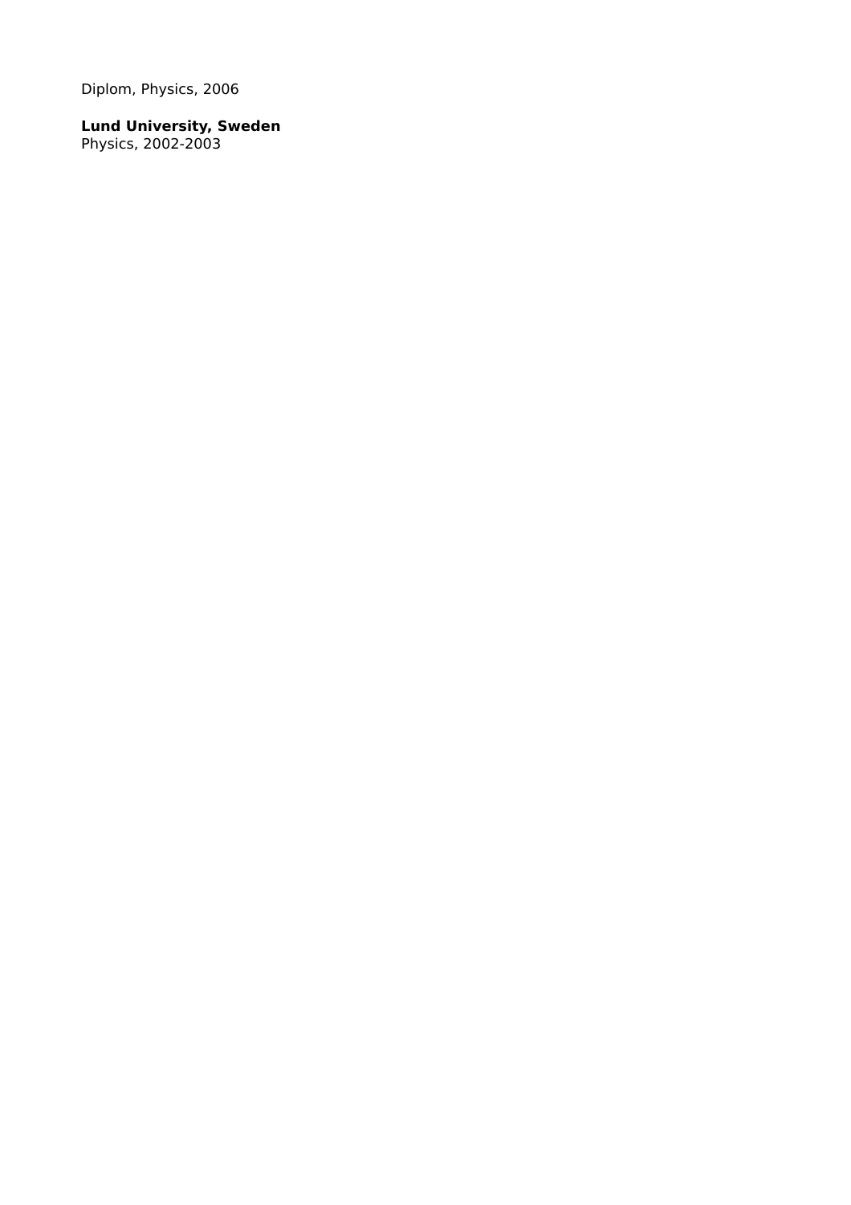Diplom, Physics, 2006

**Lund University, Sweden**
Physics, 2002-2003